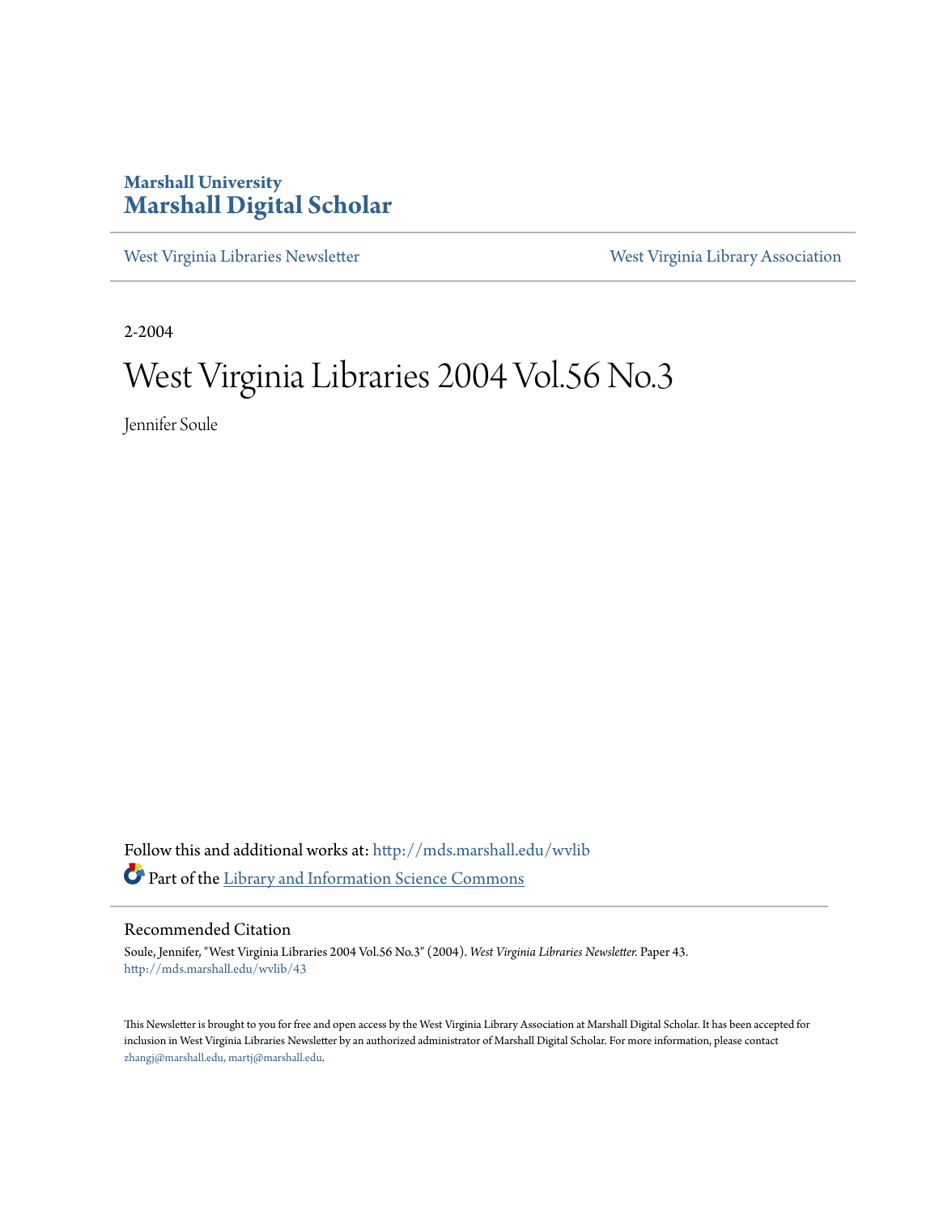Marshall University

# Marshall Digital Scholar

West Virginia Libraries Newsletter

West Virginia Library Association

2-2004

# West Virginia Libraries 2004 Vol.56 No.3

Jennifer Soule

Follow this and additional works at: http://mds.marshall.edu/wvlib

Part of the Library and Information Science Commons

## Recommended Citation

Soule, Jennifer, "West Virginia Libraries 2004 Vol.56 No.3" (2004). *West Virginia Libraries Newsletter.* Paper 43.
http://mds.marshall.edu/wvlib/43

This Newsletter is brought to you for free and open access by the West Virginia Library Association at Marshall Digital Scholar. It has been accepted for inclusion in West Virginia Libraries Newsletter by an authorized administrator of Marshall Digital Scholar. For more information, please contact zhangj@marshall.edu, martj@marshall.edu.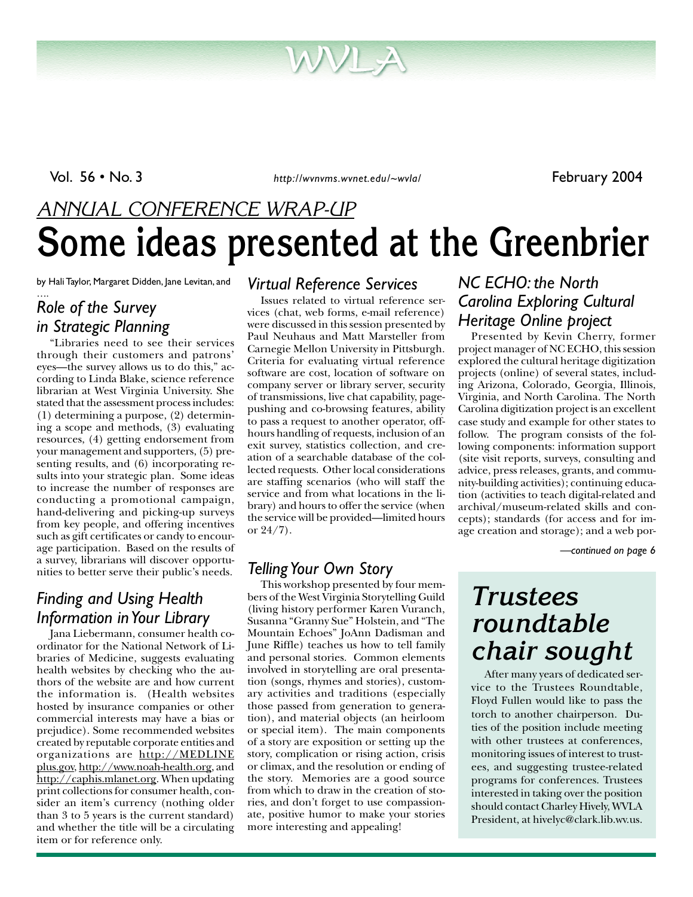# WVLA

Vol. 56 • No. 3 *http://wvnvms.wvnet.edu/~wvla/* February 2004

*ANNUAL CONFERENCE WRAP-UP*

# Some ideas presented at the Greenbrier

by Hali Taylor, Margaret Didden, Jane Levitan, and ....

## *Role of the Survey in Strategic Planning*

"Libraries need to see their services through their customers and patrons' eyes—the survey allows us to do this," according to Linda Blake, science reference librarian at West Virginia University. She stated that the assessment process includes: (1) determining a purpose, (2) determining a scope and methods, (3) evaluating resources, (4) getting endorsement from your management and supporters, (5) presenting results, and (6) incorporating results into your strategic plan. Some ideas to increase the number of responses are conducting a promotional campaign, hand-delivering and picking-up surveys from key people, and offering incentives such as gift certificates or candy to encourage participation. Based on the results of a survey, librarians will discover opportunities to better serve their public's needs.

## *Finding and Using Health Information in Your Library*

Jana Liebermann, consumer health coordinator for the National Network of Libraries of Medicine, suggests evaluating health websites by checking who the authors of the website are and how current the information is. (Health websites hosted by insurance companies or other commercial interests may have a bias or prejudice). Some recommended websites created by reputable corporate entities and organizations are http://MEDLINEplus.gov, http://www.noah-health.org, and http://caphis.mlanet.org. When updating print collections for consumer health, consider an item's currency (nothing older than 3 to 5 years is the current standard) and whether the title will be a circulating item or for reference only.

## *Virtual Reference Services*

Issues related to virtual reference services (chat, web forms, e-mail reference) were discussed in this session presented by Paul Neuhaus and Matt Marsteller from Carnegie Mellon University in Pittsburgh. Criteria for evaluating virtual reference software are cost, location of software on company server or library server, security of transmissions, live chat capability, page-pushing and co-browsing features, ability to pass a request to another operator, off-hours handling of requests, inclusion of an exit survey, statistics collection, and creation of a searchable database of the collected requests. Other local considerations are staffing scenarios (who will staff the service and from what locations in the library) and hours to offer the service (when the service will be provided—limited hours or 24/7).

## *Telling Your Own Story*

This workshop presented by four members of the West Virginia Storytelling Guild (living history performer Karen Vuranch, Susanna "Granny Sue" Holstein, and "The Mountain Echoes" JoAnn Dadisman and June Riffle) teaches us how to tell family and personal stories. Common elements involved in storytelling are oral presentation (songs, rhymes and stories), customary activities and traditions (especially those passed from generation to generation), and material objects (an heirloom or special item). The main components of a story are exposition or setting up the story, complication or rising action, crisis or climax, and the resolution or ending of the story. Memories are a good source from which to draw in the creation of stories, and don't forget to use compassionate, positive humor to make your stories more interesting and appealing!

## *NC ECHO: the North Carolina Exploring Cultural Heritage Online project*

Presented by Kevin Cherry, former project manager of NC ECHO, this session explored the cultural heritage digitization projects (online) of several states, including Arizona, Colorado, Georgia, Illinois, Virginia, and North Carolina. The North Carolina digitization project is an excellent case study and example for other states to follow. The program consists of the following components: information support (site visit reports, surveys, consulting and advice, press releases, grants, and community-building activities); continuing education (activities to teach digital-related and archival/museum-related skills and concepts); standards (for access and for image creation and storage); and a web por-

*—continued on page 6*

## Trustees roundtable chair sought

After many years of dedicated service to the Trustees Roundtable, Floyd Fullen would like to pass the torch to another chairperson. Duties of the position include meeting with other trustees at conferences, monitoring issues of interest to trustees, and suggesting trustee-related programs for conferences. Trustees interested in taking over the position should contact Charley Hively, WVLA President, at hivelyc@clark.lib.wv.us.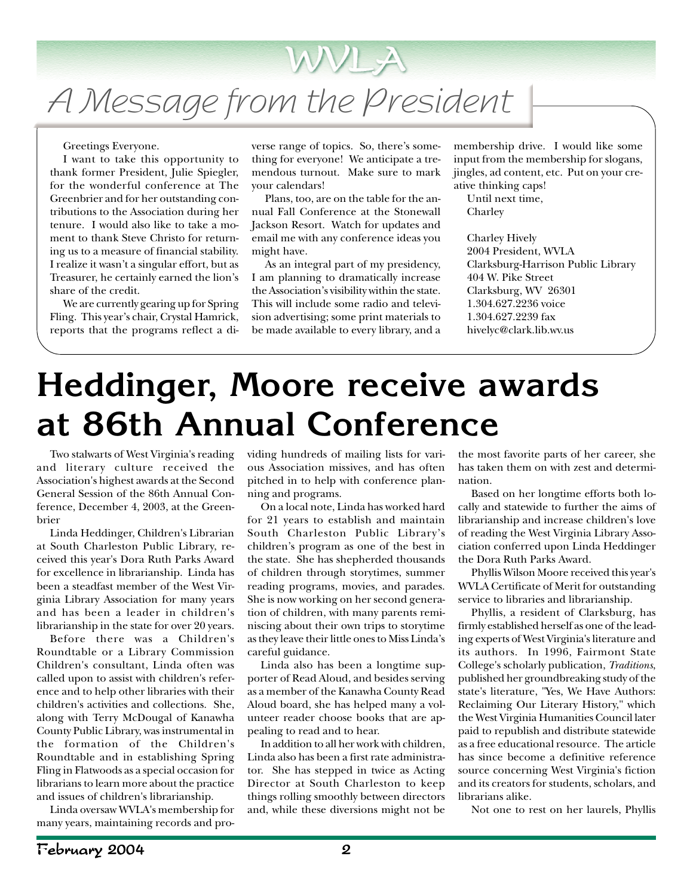# WVLA

## A Message from the President

Greetings Everyone.

I want to take this opportunity to thank former President, Julie Spiegler, for the wonderful conference at The Greenbrier and for her outstanding contributions to the Association during her tenure. I would also like to take a moment to thank Steve Christo for returning us to a measure of financial stability. I realize it wasn't a singular effort, but as Treasurer, he certainly earned the lion's share of the credit.

We are currently gearing up for Spring Fling. This year's chair, Crystal Hamrick, reports that the programs reflect a diverse range of topics. So, there's something for everyone! We anticipate a tremendous turnout. Make sure to mark your calendars!

Plans, too, are on the table for the annual Fall Conference at the Stonewall Jackson Resort. Watch for updates and email me with any conference ideas you might have.

As an integral part of my presidency, I am planning to dramatically increase the Association's visibility within the state. This will include some radio and television advertising; some print materials to be made available to every library, and a membership drive. I would like some input from the membership for slogans, jingles, ad content, etc. Put on your creative thinking caps!

Until next time,
Charley

Charley Hively
2004 President, WVLA
Clarksburg-Harrison Public Library
404 W. Pike Street
Clarksburg, WV 26301
1.304.627.2236 voice
1.304.627.2239 fax
hivelyc@clark.lib.wv.us

# Heddinger, Moore receive awards at 86th Annual Conference

Two stalwarts of West Virginia's reading and literary culture received the Association's highest awards at the Second General Session of the 86th Annual Conference, December 4, 2003, at the Greenbrier

Linda Heddinger, Children's Librarian at South Charleston Public Library, received this year's Dora Ruth Parks Award for excellence in librarianship. Linda has been a steadfast member of the West Virginia Library Association for many years and has been a leader in children's librarianship in the state for over 20 years.

Before there was a Children's Roundtable or a Library Commission Children's consultant, Linda often was called upon to assist with children's reference and to help other libraries with their children's activities and collections. She, along with Terry McDougal of Kanawha County Public Library, was instrumental in the formation of the Children's Roundtable and in establishing Spring Fling in Flatwoods as a special occasion for librarians to learn more about the practice and issues of children's librarianship.

Linda oversaw WVLA's membership for many years, maintaining records and providing hundreds of mailing lists for various Association missives, and has often pitched in to help with conference planning and programs.

On a local note, Linda has worked hard for 21 years to establish and maintain South Charleston Public Library's children's program as one of the best in the state. She has shepherded thousands of children through storytimes, summer reading programs, movies, and parades. She is now working on her second generation of children, with many parents reminiscing about their own trips to storytime as they leave their little ones to Miss Linda's careful guidance.

Linda also has been a longtime supporter of Read Aloud, and besides serving as a member of the Kanawha County Read Aloud board, she has helped many a volunteer reader choose books that are appealing to read and to hear.

In addition to all her work with children, Linda also has been a first rate administrator. She has stepped in twice as Acting Director at South Charleston to keep things rolling smoothly between directors and, while these diversions might not be the most favorite parts of her career, she has taken them on with zest and determination.

Based on her longtime efforts both locally and statewide to further the aims of librarianship and increase children's love of reading the West Virginia Library Association conferred upon Linda Heddinger the Dora Ruth Parks Award.

Phyllis Wilson Moore received this year's WVLA Certificate of Merit for outstanding service to libraries and librarianship.

Phyllis, a resident of Clarksburg, has firmly established herself as one of the leading experts of West Virginia's literature and its authors. In 1996, Fairmont State College's scholarly publication, *Traditions*, published her groundbreaking study of the state's literature, "Yes, We Have Authors: Reclaiming Our Literary History," which the West Virginia Humanities Council later paid to republish and distribute statewide as a free educational resource. The article has since become a definitive reference source concerning West Virginia's fiction and its creators for students, scholars, and librarians alike.

Not one to rest on her laurels, Phyllis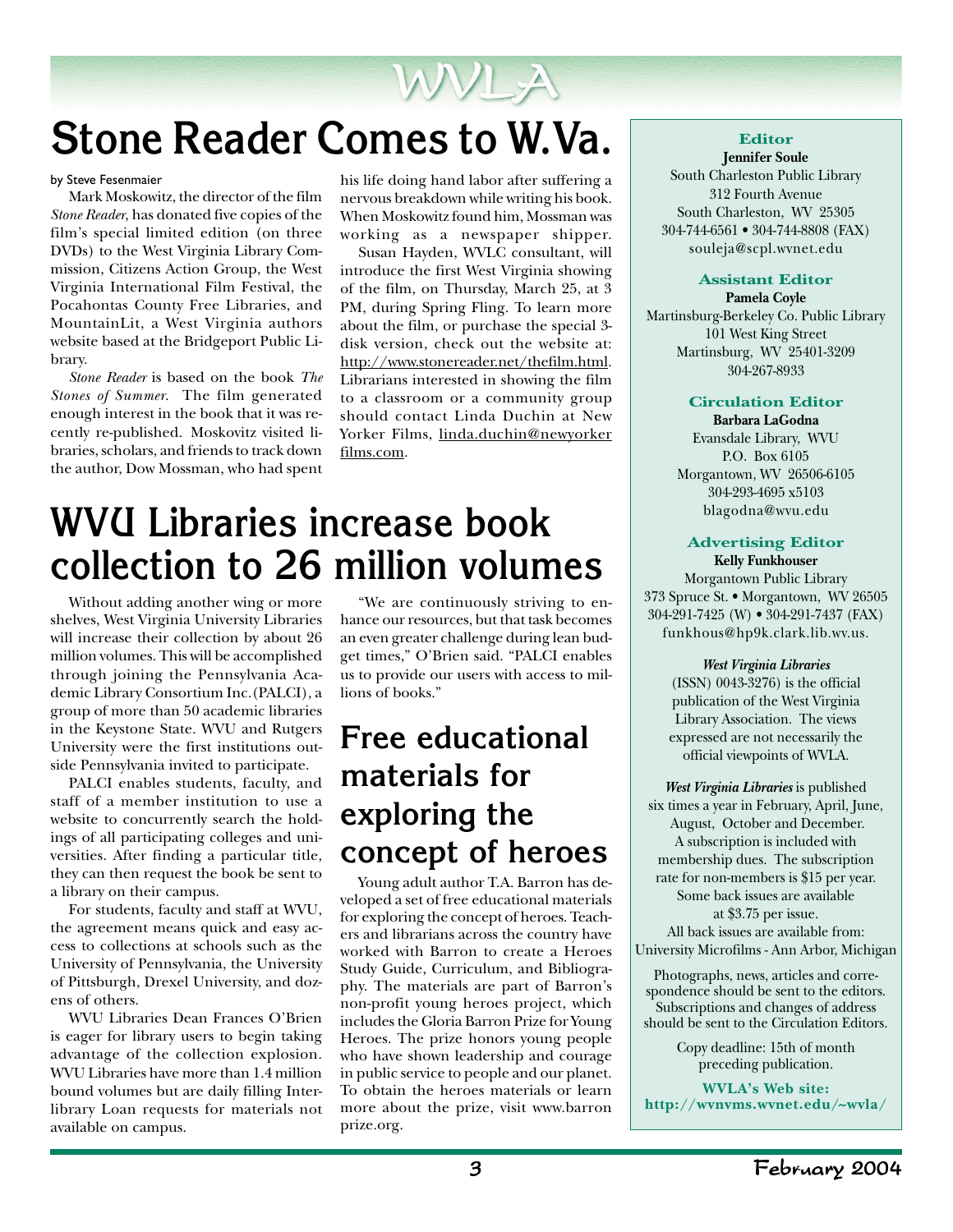# Stone Reader Comes to W.Va.

by Steve Fesenmaier

Mark Moskowitz, the director of the film *Stone Reader*, has donated five copies of the film's special limited edition (on three DVDs) to the West Virginia Library Commission, Citizens Action Group, the West Virginia International Film Festival, the Pocahontas County Free Libraries, and MountainLit, a West Virginia authors website based at the Bridgeport Public Library.

*Stone Reader* is based on the book *The Stones of Summer*. The film generated enough interest in the book that it was recently re-published. Moskovitz visited libraries, scholars, and friends to track down the author, Dow Mossman, who had spent his life doing hand labor after suffering a nervous breakdown while writing his book. When Moskowitz found him, Mossman was working as a newspaper shipper.

Susan Hayden, WVLC consultant, will introduce the first West Virginia showing of the film, on Thursday, March 25, at 3 PM, during Spring Fling. To learn more about the film, or purchase the special 3-disk version, check out the website at: http://www.stonereader.net/thefilm.html. Librarians interested in showing the film to a classroom or a community group should contact Linda Duchin at New Yorker Films, linda.duchin@newyorkerfilms.com.

# WVU Libraries increase book collection to 26 million volumes

Without adding another wing or more shelves, West Virginia University Libraries will increase their collection by about 26 million volumes. This will be accomplished through joining the Pennsylvania Academic Library Consortium Inc. (PALCI), a group of more than 50 academic libraries in the Keystone State. WVU and Rutgers University were the first institutions outside Pennsylvania invited to participate.

PALCI enables students, faculty, and staff of a member institution to use a website to concurrently search the holdings of all participating colleges and universities. After finding a particular title, they can then request the book be sent to a library on their campus.

For students, faculty and staff at WVU, the agreement means quick and easy access to collections at schools such as the University of Pennsylvania, the University of Pittsburgh, Drexel University, and dozens of others.

WVU Libraries Dean Frances O'Brien is eager for library users to begin taking advantage of the collection explosion. WVU Libraries have more than 1.4 million bound volumes but are daily filling Interlibrary Loan requests for materials not available on campus.

"We are continuously striving to enhance our resources, but that task becomes an even greater challenge during lean budget times," O'Brien said. "PALCI enables us to provide our users with access to millions of books."

## Free educational materials for exploring the concept of heroes

Young adult author T.A. Barron has developed a set of free educational materials for exploring the concept of heroes. Teachers and librarians across the country have worked with Barron to create a Heroes Study Guide, Curriculum, and Bibliography. The materials are part of Barron's non-profit young heroes project, which includes the Gloria Barron Prize for Young Heroes. The prize honors young people who have shown leadership and courage in public service to people and our planet. To obtain the heroes materials or learn more about the prize, visit www.barronprize.org.

---

**Editor**
**Jennifer Soule**
South Charleston Public Library
312 Fourth Avenue
South Charleston, WV 25305
304-744-6561 • 304-744-8808 (FAX)
souleja@scpl.wvnet.edu

**Assistant Editor**
**Pamela Coyle**
Martinsburg-Berkeley Co. Public Library
101 West King Street
Martinsburg, WV 25401-3209
304-267-8933

**Circulation Editor**
**Barbara LaGodna**
Evansdale Library, WVU
P.O. Box 6105
Morgantown, WV 26506-6105
304-293-4695 x5103
blagodna@wvu.edu

**Advertising Editor**
**Kelly Funkhouser**
Morgantown Public Library
373 Spruce St. • Morgantown, WV 26505
304-291-7425 (W) • 304-291-7437 (FAX)
funkhous@hp9k.clark.lib.wv.us.

***West Virginia Libraries*** (ISSN) 0043-3276) is the official publication of the West Virginia Library Association. The views expressed are not necessarily the official viewpoints of WVLA.

***West Virginia Libraries*** is published six times a year in February, April, June, August, October and December. A subscription is included with membership dues. The subscription rate for non-members is $15 per year. Some back issues are available at $3.75 per issue. All back issues are available from: University Microfilms - Ann Arbor, Michigan

Photographs, news, articles and correspondence should be sent to the editors. Subscriptions and changes of address should be sent to the Circulation Editors.

Copy deadline: 15th of month preceding publication.

**WVLA's Web site: http://wvnvms.wvnet.edu/~wvla/**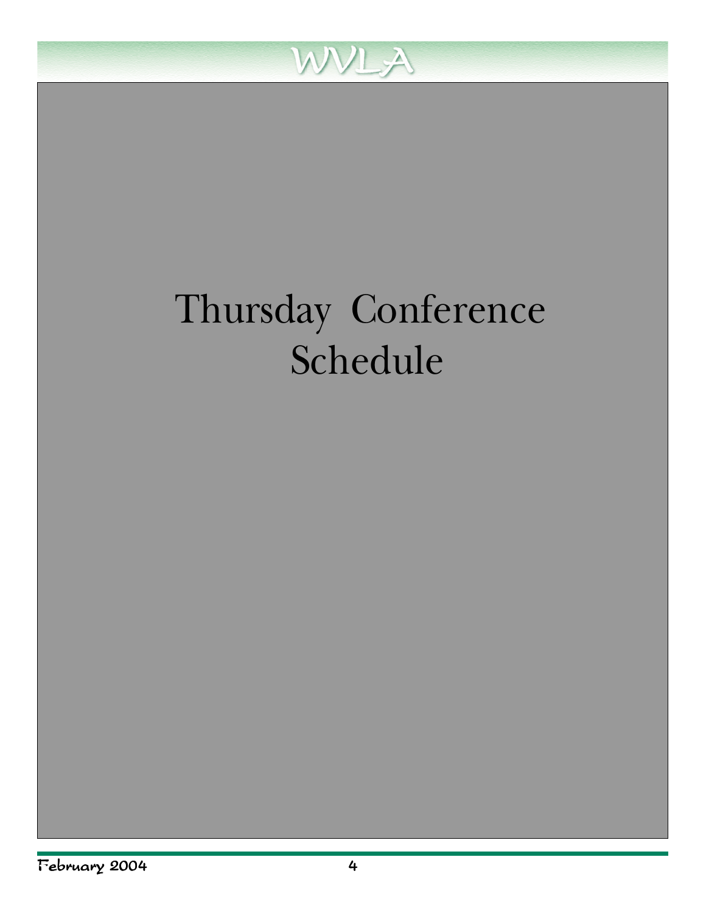# Thursday Conference Schedule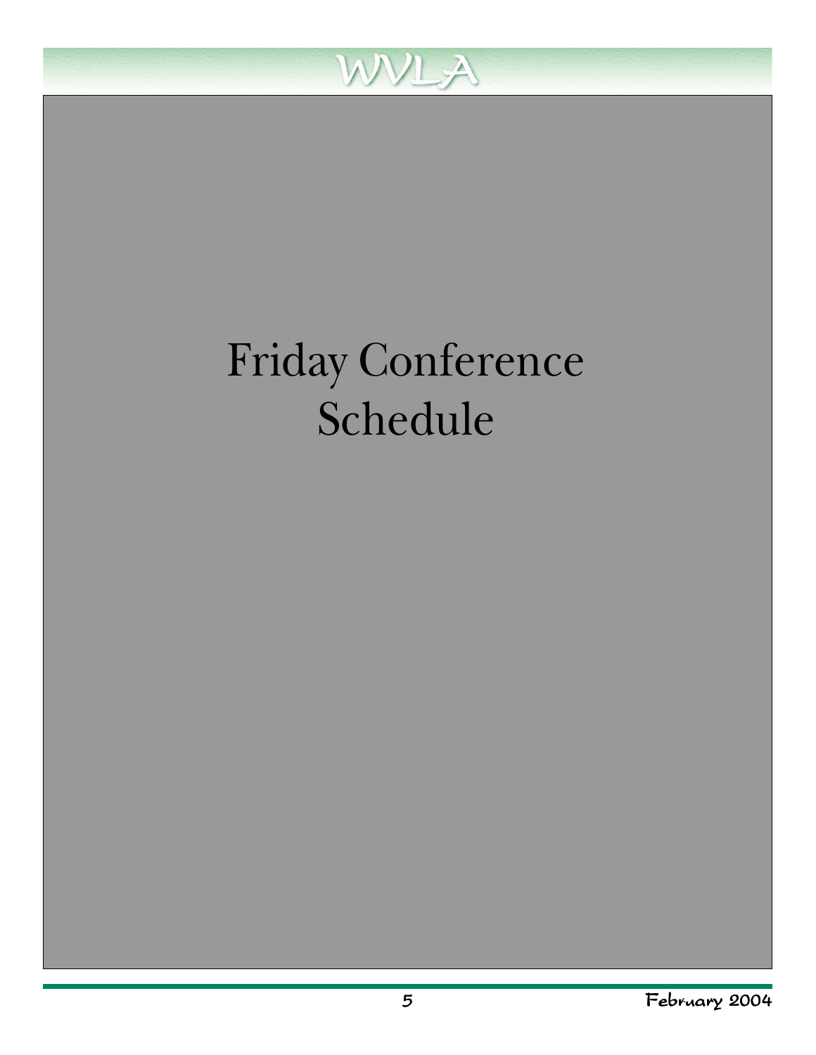# Friday Conference Schedule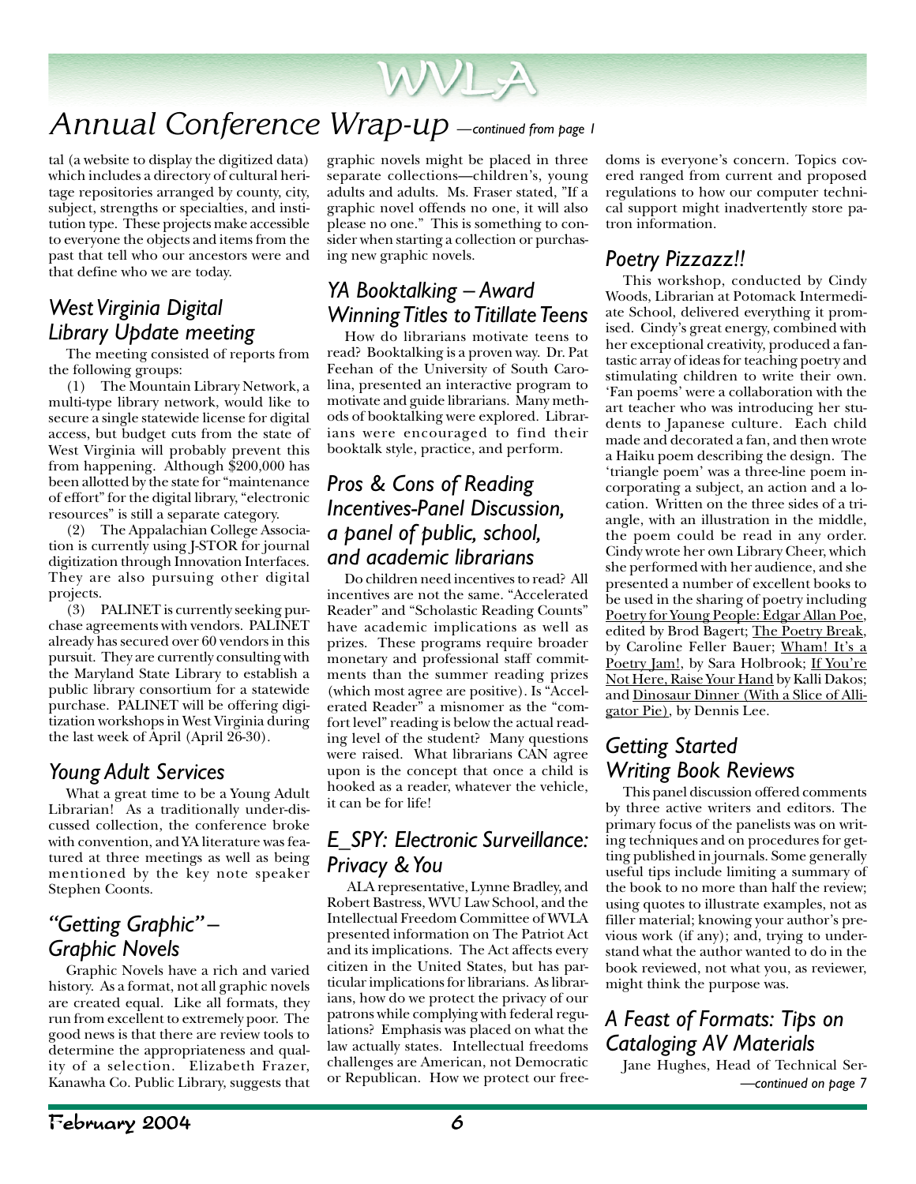# WVLA

# Annual Conference Wrap-up *—continued from page 1*

tal (a website to display the digitized data) which includes a directory of cultural heritage repositories arranged by county, city, subject, strengths or specialties, and institution type. These projects make accessible to everyone the objects and items from the past that tell who our ancestors were and that define who we are today.

## West Virginia Digital Library Update meeting

The meeting consisted of reports from the following groups:

(1) The Mountain Library Network, a multi-type library network, would like to secure a single statewide license for digital access, but budget cuts from the state of West Virginia will probably prevent this from happening. Although $200,000 has been allotted by the state for "maintenance of effort" for the digital library, "electronic resources" is still a separate category.

(2) The Appalachian College Association is currently using J-STOR for journal digitization through Innovation Interfaces. They are also pursuing other digital projects.

(3) PALINET is currently seeking purchase agreements with vendors. PALINET already has secured over 60 vendors in this pursuit. They are currently consulting with the Maryland State Library to establish a public library consortium for a statewide purchase. PALINET will be offering digitization workshops in West Virginia during the last week of April (April 26-30).

## Young Adult Services

What a great time to be a Young Adult Librarian! As a traditionally under-discussed collection, the conference broke with convention, and YA literature was featured at three meetings as well as being mentioned by the key note speaker Stephen Coonts.

## "Getting Graphic" – Graphic Novels

Graphic Novels have a rich and varied history. As a format, not all graphic novels are created equal. Like all formats, they run from excellent to extremely poor. The good news is that there are review tools to determine the appropriateness and quality of a selection. Elizabeth Frazer, Kanawha Co. Public Library, suggests that graphic novels might be placed in three separate collections—children's, young adults and adults. Ms. Fraser stated, "If a graphic novel offends no one, it will also please no one." This is something to consider when starting a collection or purchasing new graphic novels.

## YA Booktalking – Award Winning Titles to Titillate Teens

How do librarians motivate teens to read? Booktalking is a proven way. Dr. Pat Feehan of the University of South Carolina, presented an interactive program to motivate and guide librarians. Many methods of booktalking were explored. Librarians were encouraged to find their booktalk style, practice, and perform.

## Pros & Cons of Reading Incentives-Panel Discussion, a panel of public, school, and academic librarians

Do children need incentives to read? All incentives are not the same. "Accelerated Reader" and "Scholastic Reading Counts" have academic implications as well as prizes. These programs require broader monetary and professional staff commitments than the summer reading prizes (which most agree are positive). Is "Accelerated Reader" a misnomer as the "comfort level" reading is below the actual reading level of the student? Many questions were raised. What librarians CAN agree upon is the concept that once a child is hooked as a reader, whatever the vehicle, it can be for life!

## E_SPY: Electronic Surveillance: Privacy & You

ALA representative, Lynne Bradley, and Robert Bastress, WVU Law School, and the Intellectual Freedom Committee of WVLA presented information on The Patriot Act and its implications. The Act affects every citizen in the United States, but has particular implications for librarians. As librarians, how do we protect the privacy of our patrons while complying with federal regulations? Emphasis was placed on what the law actually states. Intellectual freedoms challenges are American, not Democratic or Republican. How we protect our freedoms is everyone's concern. Topics covered ranged from current and proposed regulations to how our computer technical support might inadvertently store patron information.

## Poetry Pizzazz!!

This workshop, conducted by Cindy Woods, Librarian at Potomack Intermediate School, delivered everything it promised. Cindy's great energy, combined with her exceptional creativity, produced a fantastic array of ideas for teaching poetry and stimulating children to write their own. 'Fan poems' were a collaboration with the art teacher who was introducing her students to Japanese culture. Each child made and decorated a fan, and then wrote a Haiku poem describing the design. The 'triangle poem' was a three-line poem incorporating a subject, an action and a location. Written on the three sides of a triangle, with an illustration in the middle, the poem could be read in any order. Cindy wrote her own Library Cheer, which she performed with her audience, and she presented a number of excellent books to be used in the sharing of poetry including <u>Poetry for Young People: Edgar Allan Poe</u>, edited by Brod Bagert; <u>The Poetry Break</u>, by Caroline Feller Bauer; <u>Wham! It's a Poetry Jam!</u>, by Sara Holbrook; <u>If You're Not Here, Raise Your Hand</u> by Kalli Dakos; and <u>Dinosaur Dinner (With a Slice of Alligator Pie)</u>, by Dennis Lee.

## Getting Started Writing Book Reviews

This panel discussion offered comments by three active writers and editors. The primary focus of the panelists was on writing techniques and on procedures for getting published in journals. Some generally useful tips include limiting a summary of the book to no more than half the review; using quotes to illustrate examples, not as filler material; knowing your author's previous work (if any); and, trying to understand what the author wanted to do in the book reviewed, not what you, as reviewer, might think the purpose was.

## A Feast of Formats: Tips on Cataloging AV Materials

Jane Hughes, Head of Technical Ser-

*—continued on page 7*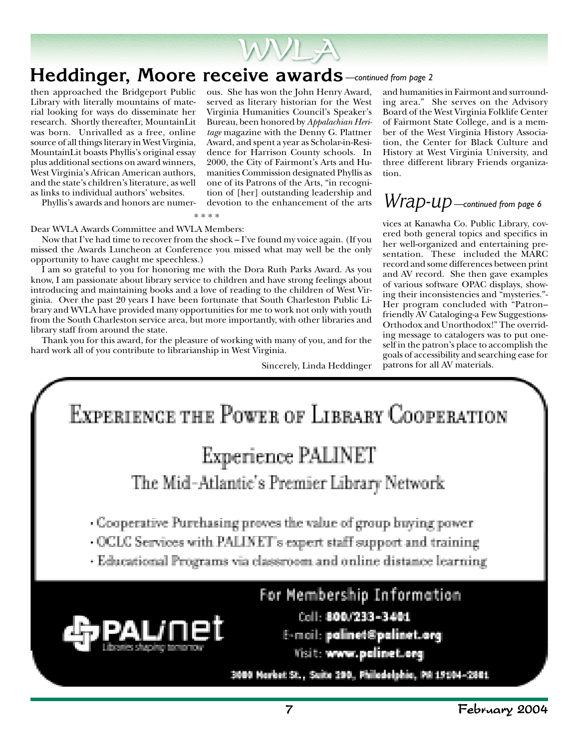## Heddinger, Moore receive awards *—continued from page 2*

then approached the Bridgeport Public Library with literally mountains of material looking for ways do disseminate her research. Shortly thereafter, MountainLit was born. Unrivalled as a free, online source of all things literary in West Virginia, MountainLit boasts Phyllis's original essay plus additional sections on award winners, West Virginia's African American authors, and the state's children's literature, as well as links to individual authors' websites.

Phyllis's awards and honors are numerous. She has won the John Henry Award, served as literary historian for the West Virginia Humanities Council's Speaker's Bureau, been honored by *Appalachian Heritage* magazine with the Denny G. Plattner Award, and spent a year as Scholar-in-Residence for Harrison County schools. In 2000, the City of Fairmont's Arts and Humanities Commission designated Phyllis as one of its Patrons of the Arts, "in recognition of [her] outstanding leadership and devotion to the enhancement of the arts and humanities in Fairmont and surrounding area." She serves on the Advisory Board of the West Virginia Folklife Center of Fairmont State College, and is a member of the West Virginia History Association, the Center for Black Culture and History at West Virginia University, and three different library Friends organization.

\* \* \* \*

Dear WVLA Awards Committee and WVLA Members:

Now that I've had time to recover from the shock – I've found my voice again. (If you missed the Awards Luncheon at Conference you missed what may well be the only opportunity to have caught me speechless.)

I am so grateful to you for honoring me with the Dora Ruth Parks Award. As you know, I am passionate about library service to children and have strong feelings about introducing and maintaining books and a love of reading to the children of West Virginia. Over the past 20 years I have been fortunate that South Charleston Public Library and WVLA have provided many opportunities for me to work not only with youth from the South Charleston service area, but more importantly, with other libraries and library staff from around the state.

Thank you for this award, for the pleasure of working with many of you, and for the hard work all of you contribute to librarianship in West Virginia.

Sincerely, Linda Heddinger

## *Wrap-up* *—continued from page 6*

vices at Kanawha Co. Public Library, covered both general topics and specifics in her well-organized and entertaining presentation. These included the MARC record and some differences between print and AV record. She then gave examples of various software OPAC displays, showing their inconsistencies and "mysteries."- Her program concluded with "Patron–friendly AV Cataloging-a Few Suggestions-Orthodox and Unorthodox!" The overriding message to catalogers was to put oneself in the patron's place to accomplish the goals of accessibility and searching ease for patrons for all AV materials.

---

**EXPERIENCE THE POWER OF LIBRARY COOPERATION**

**Experience PALINET**

**The Mid-Atlantic's Premier Library Network**

- Cooperative Purchasing proves the value of group buying power
- OCLC Services with PALINET's expert staff support and training
- Educational Programs via classroom and online distance learning

PAL/net — Libraries shaping tomorrow

For Membership Information

Call: 800/233-3401

E-mail: palinet@palinet.org

Visit: www.palinet.org

3000 Market St., Suite 200, Philadelphia, PA 19104-2801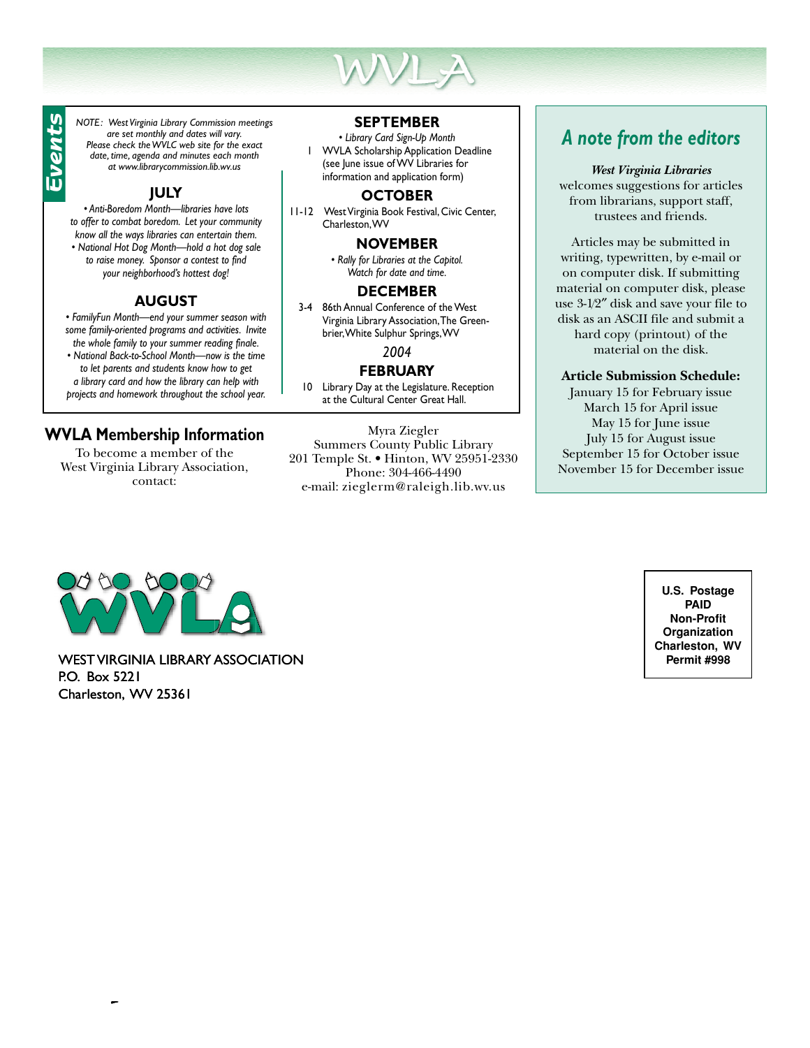# Events

*NOTE: West Virginia Library Commission meetings are set monthly and dates will vary. Please check the WVLC web site for the exact date, time, agenda and minutes each month at www.librarycommission.lib.wv.us*

## JULY

- *Anti-Boredom Month—libraries have lots to offer to combat boredom. Let your community know all the ways libraries can entertain them.*
- *National Hot Dog Month—hold a hot dog sale to raise money. Sponsor a contest to find your neighborhood's hottest dog!*

## AUGUST

- *FamilyFun Month—end your summer season with some family-oriented programs and activities. Invite the whole family to your summer reading finale.*
- *National Back-to-School Month—now is the time to let parents and students know how to get a library card and how the library can help with projects and homework throughout the school year.*

## SEPTEMBER

- *Library Card Sign-Up Month*

1 WVLA Scholarship Application Deadline (see June issue of WV Libraries for information and application form)

## OCTOBER

11-12 West Virginia Book Festival, Civic Center, Charleston, WV

## NOVEMBER

- *Rally for Libraries at the Capitol. Watch for date and time.*

## DECEMBER

3-4 86th Annual Conference of the West Virginia Library Association, The Greenbrier, White Sulphur Springs, WV

*2004*

## FEBRUARY

10 Library Day at the Legislature. Reception at the Cultural Center Great Hall.

## WVLA Membership Information

To become a member of the West Virginia Library Association, contact:

Myra Ziegler
Summers County Public Library
201 Temple St. • Hinton, WV 25951-2330
Phone: 304-466-4490
e-mail: zieglerm@raleigh.lib.wv.us

## A note from the editors

***West Virginia Libraries*** welcomes suggestions for articles from librarians, support staff, trustees and friends.

Articles may be submitted in writing, typewritten, by e-mail or on computer disk. If submitting material on computer disk, please use 3-1/2″ disk and save your file to disk as an ASCII file and submit a hard copy (printout) of the material on the disk.

**Article Submission Schedule:**

January 15 for February issue
March 15 for April issue
May 15 for June issue
July 15 for August issue
September 15 for October issue
November 15 for December issue

WEST VIRGINIA LIBRARY ASSOCIATION
P.O. Box 5221
Charleston, WV 25361

**U.S. Postage PAID Non-Profit Organization Charleston, WV Permit #998**